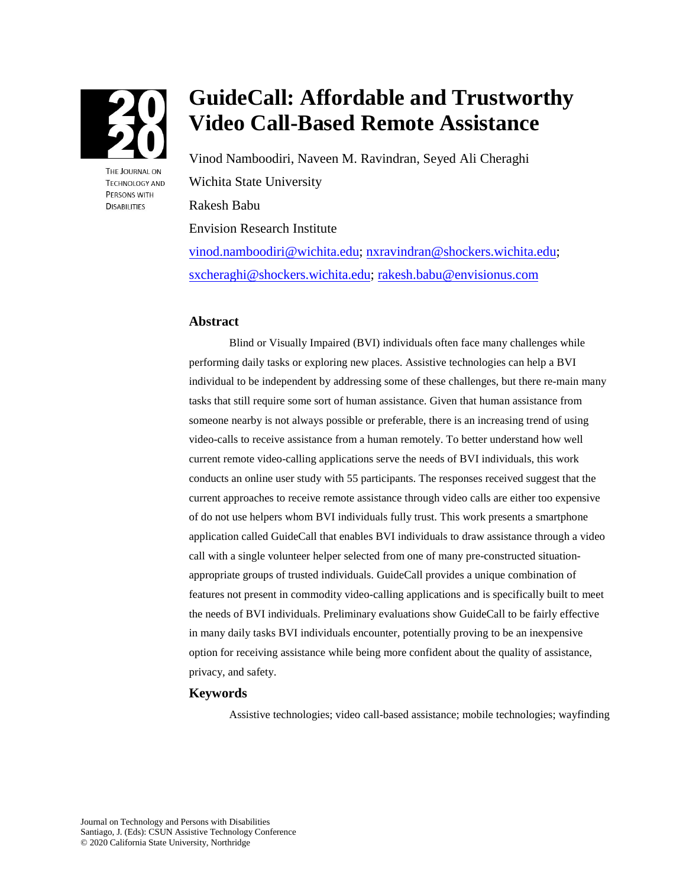# GuideCall: Affordable and Trustworthy Video Call-Based Remote Assistance

Vinod Namboodiri, Naveen M. Ravindran, Seyed Ali Cheraghi

Wichita State University

Rakesh Babu

Envision Research Institute

vinod.namboodiri@wichita.edu; nxravindran@shockers.wichita.edu; sxcheraghi@shockers.wichita.edu; rakesh.babu@envisionus.com

## Abstract

Blind or Visually Impaired (BVI) individuals often face many challenges while performing daily tasks or exploring new places. Assistive technologies can help a BVI individual to be independent by addressing some of these challenges, but there re-main many tasks that still require some sort of human assistance. Given that human assistance from someone nearby is not always possible or preferable, there is an increasing trend of using video-calls to receive assistance from a human remotely. To better understand how well current remote video-calling applications serve the needs of BVI individuals, this work conducts an online user study with 55 participants. The responses received suggest that the current approaches to receive remote assistance through video calls are either too expensive of do not use helpers whom BVI individuals fully trust. This work presents a smartphone application called GuideCall that enables BVI individuals to draw assistance through a video call with a single volunteer helper selected from one of many pre-constructed situation-appropriate groups of trusted individuals. GuideCall provides a unique combination of features not present in commodity video-calling applications and is specifically built to meet the needs of BVI individuals. Preliminary evaluations show GuideCall to be fairly effective in many daily tasks BVI individuals encounter, potentially proving to be an inexpensive option for receiving assistance while being more confident about the quality of assistance, privacy, and safety.

## Keywords

Assistive technologies; video call-based assistance; mobile technologies; wayfinding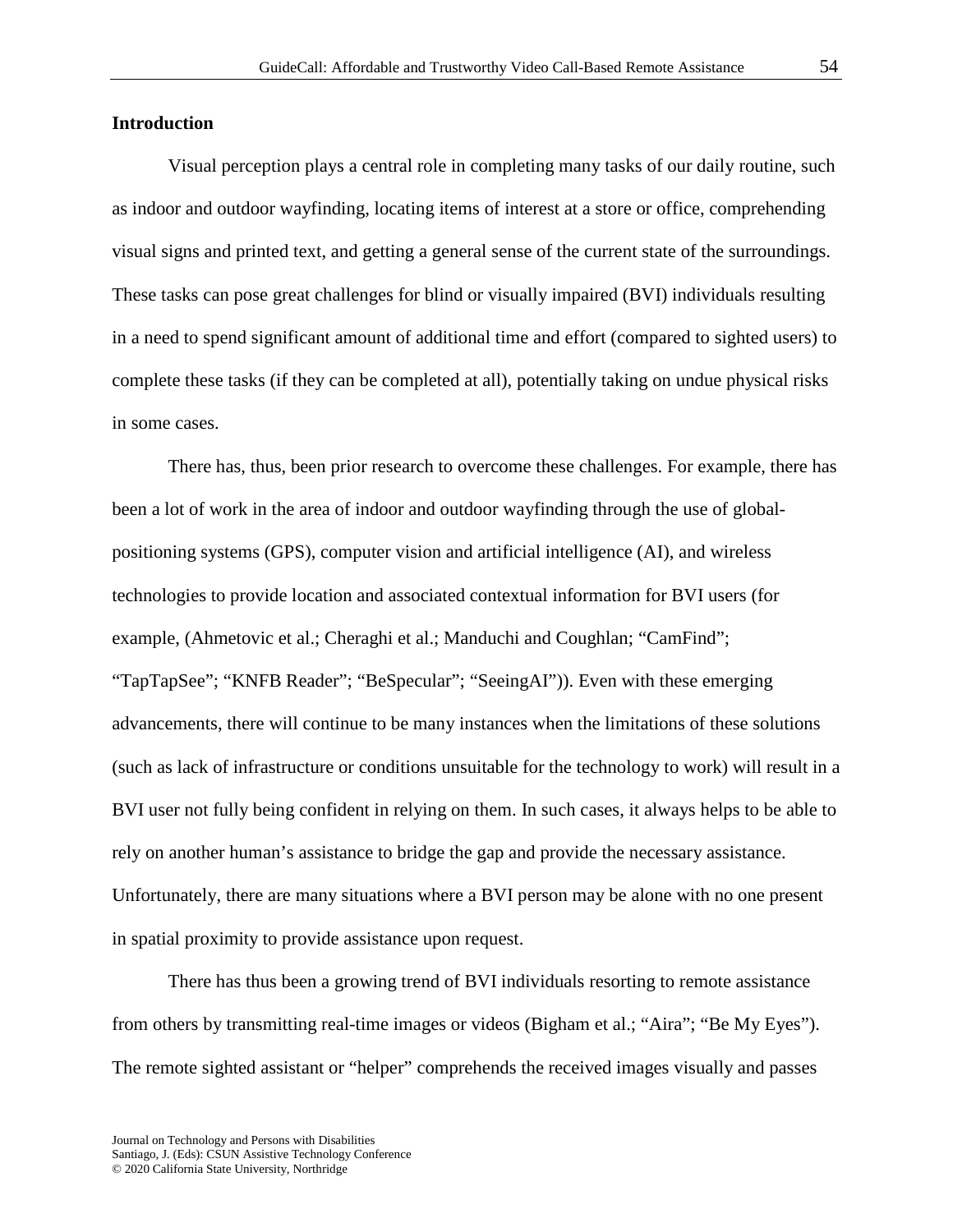## Introduction

Visual perception plays a central role in completing many tasks of our daily routine, such as indoor and outdoor wayfinding, locating items of interest at a store or office, comprehending visual signs and printed text, and getting a general sense of the current state of the surroundings. These tasks can pose great challenges for blind or visually impaired (BVI) individuals resulting in a need to spend significant amount of additional time and effort (compared to sighted users) to complete these tasks (if they can be completed at all), potentially taking on undue physical risks in some cases.

There has, thus, been prior research to overcome these challenges. For example, there has been a lot of work in the area of indoor and outdoor wayfinding through the use of global-positioning systems (GPS), computer vision and artificial intelligence (AI), and wireless technologies to provide location and associated contextual information for BVI users (for example, (Ahmetovic et al.; Cheraghi et al.; Manduchi and Coughlan; "CamFind"; "TapTapSee"; "KNFB Reader"; "BeSpecular"; "SeeingAI")). Even with these emerging advancements, there will continue to be many instances when the limitations of these solutions (such as lack of infrastructure or conditions unsuitable for the technology to work) will result in a BVI user not fully being confident in relying on them. In such cases, it always helps to be able to rely on another human's assistance to bridge the gap and provide the necessary assistance. Unfortunately, there are many situations where a BVI person may be alone with no one present in spatial proximity to provide assistance upon request.

There has thus been a growing trend of BVI individuals resorting to remote assistance from others by transmitting real-time images or videos (Bigham et al.; "Aira"; "Be My Eyes"). The remote sighted assistant or "helper" comprehends the received images visually and passes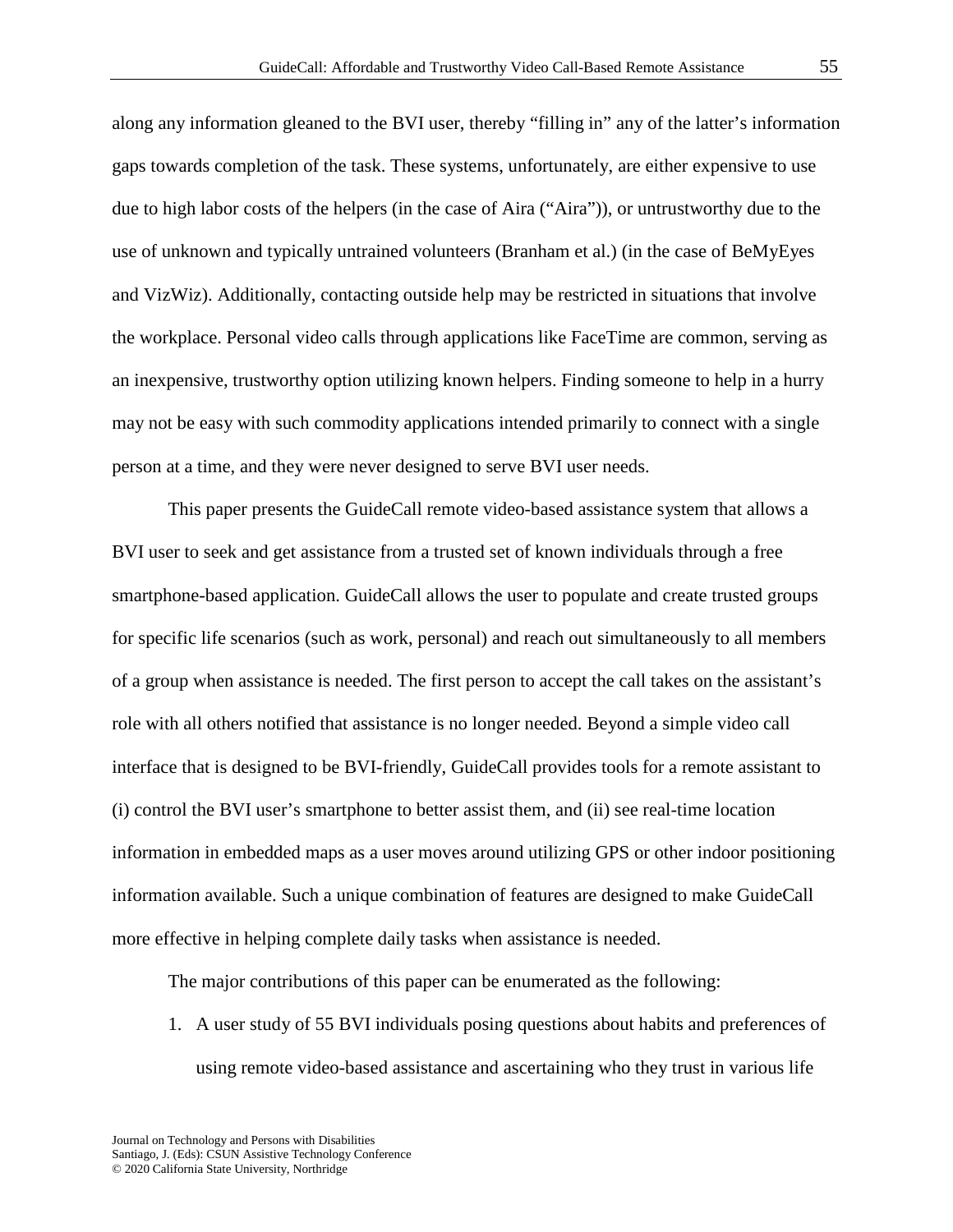along any information gleaned to the BVI user, thereby “filling in” any of the latter’s information gaps towards completion of the task. These systems, unfortunately, are either expensive to use due to high labor costs of the helpers (in the case of Aira (“Aira”)), or untrustworthy due to the use of unknown and typically untrained volunteers (Branham et al.) (in the case of BeMyEyes and VizWiz). Additionally, contacting outside help may be restricted in situations that involve the workplace. Personal video calls through applications like FaceTime are common, serving as an inexpensive, trustworthy option utilizing known helpers. Finding someone to help in a hurry may not be easy with such commodity applications intended primarily to connect with a single person at a time, and they were never designed to serve BVI user needs.

This paper presents the GuideCall remote video-based assistance system that allows a BVI user to seek and get assistance from a trusted set of known individuals through a free smartphone-based application. GuideCall allows the user to populate and create trusted groups for specific life scenarios (such as work, personal) and reach out simultaneously to all members of a group when assistance is needed. The first person to accept the call takes on the assistant’s role with all others notified that assistance is no longer needed. Beyond a simple video call interface that is designed to be BVI-friendly, GuideCall provides tools for a remote assistant to (i) control the BVI user’s smartphone to better assist them, and (ii) see real-time location information in embedded maps as a user moves around utilizing GPS or other indoor positioning information available. Such a unique combination of features are designed to make GuideCall more effective in helping complete daily tasks when assistance is needed.

The major contributions of this paper can be enumerated as the following:

1. A user study of 55 BVI individuals posing questions about habits and preferences of using remote video-based assistance and ascertaining who they trust in various life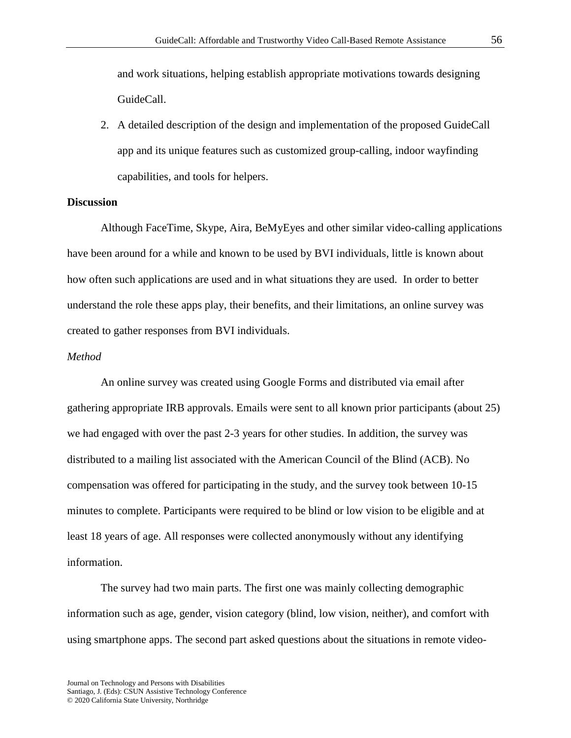and work situations, helping establish appropriate motivations towards designing GuideCall.

2. A detailed description of the design and implementation of the proposed GuideCall app and its unique features such as customized group-calling, indoor wayfinding capabilities, and tools for helpers.

**Discussion**

Although FaceTime, Skype, Aira, BeMyEyes and other similar video-calling applications have been around for a while and known to be used by BVI individuals, little is known about how often such applications are used and in what situations they are used. In order to better understand the role these apps play, their benefits, and their limitations, an online survey was created to gather responses from BVI individuals.

*Method*

An online survey was created using Google Forms and distributed via email after gathering appropriate IRB approvals. Emails were sent to all known prior participants (about 25) we had engaged with over the past 2-3 years for other studies. In addition, the survey was distributed to a mailing list associated with the American Council of the Blind (ACB). No compensation was offered for participating in the study, and the survey took between 10-15 minutes to complete. Participants were required to be blind or low vision to be eligible and at least 18 years of age. All responses were collected anonymously without any identifying information.

The survey had two main parts. The first one was mainly collecting demographic information such as age, gender, vision category (blind, low vision, neither), and comfort with using smartphone apps. The second part asked questions about the situations in remote video-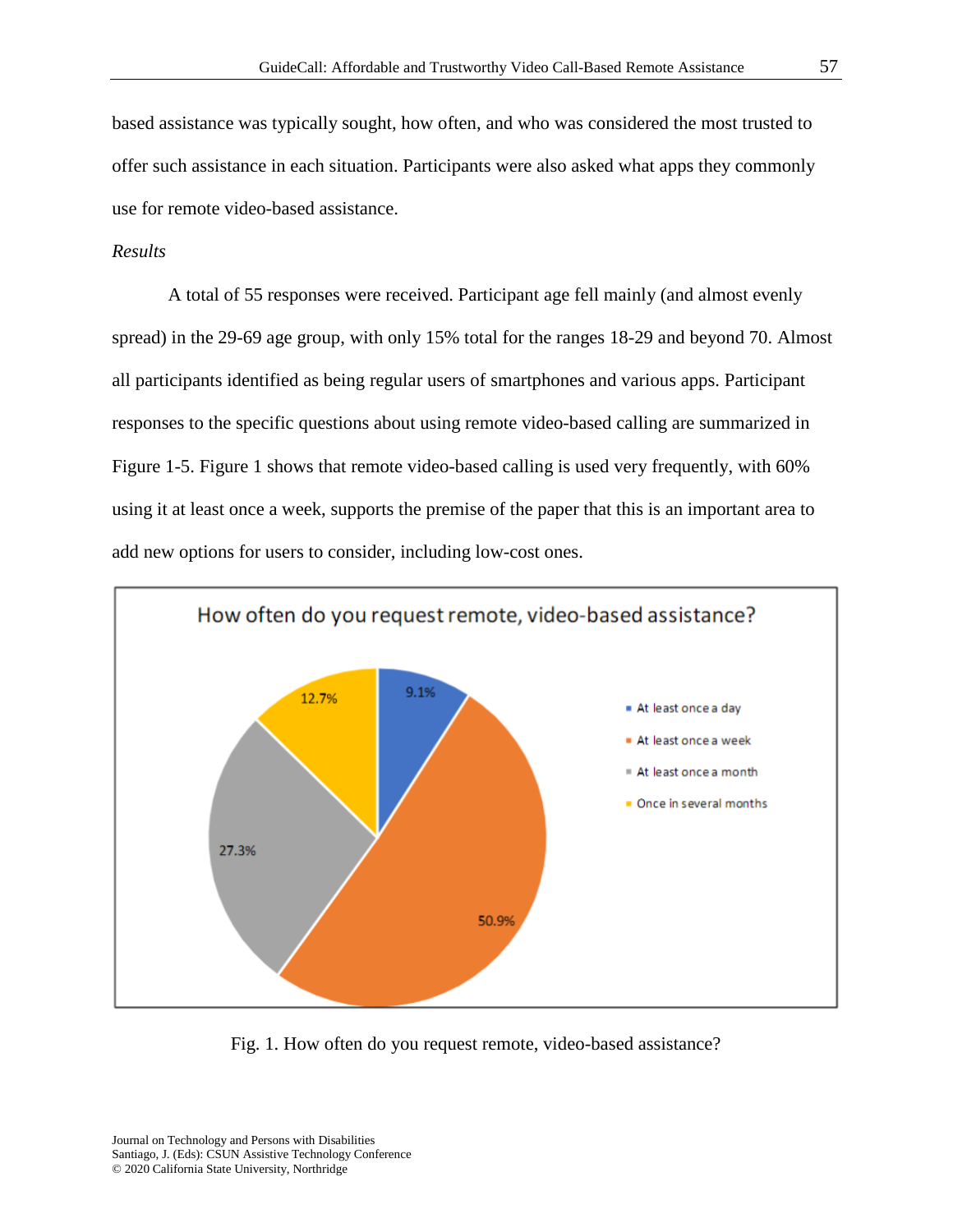based assistance was typically sought, how often, and who was considered the most trusted to offer such assistance in each situation. Participants were also asked what apps they commonly use for remote video-based assistance.

*Results*

A total of 55 responses were received. Participant age fell mainly (and almost evenly spread) in the 29-69 age group, with only 15% total for the ranges 18-29 and beyond 70. Almost all participants identified as being regular users of smartphones and various apps. Participant responses to the specific questions about using remote video-based calling are summarized in Figure 1-5. Figure 1 shows that remote video-based calling is used very frequently, with 60% using it at least once a week, supports the premise of the paper that this is an important area to add new options for users to consider, including low-cost ones.

Fig. 1. How often do you request remote, video-based assistance?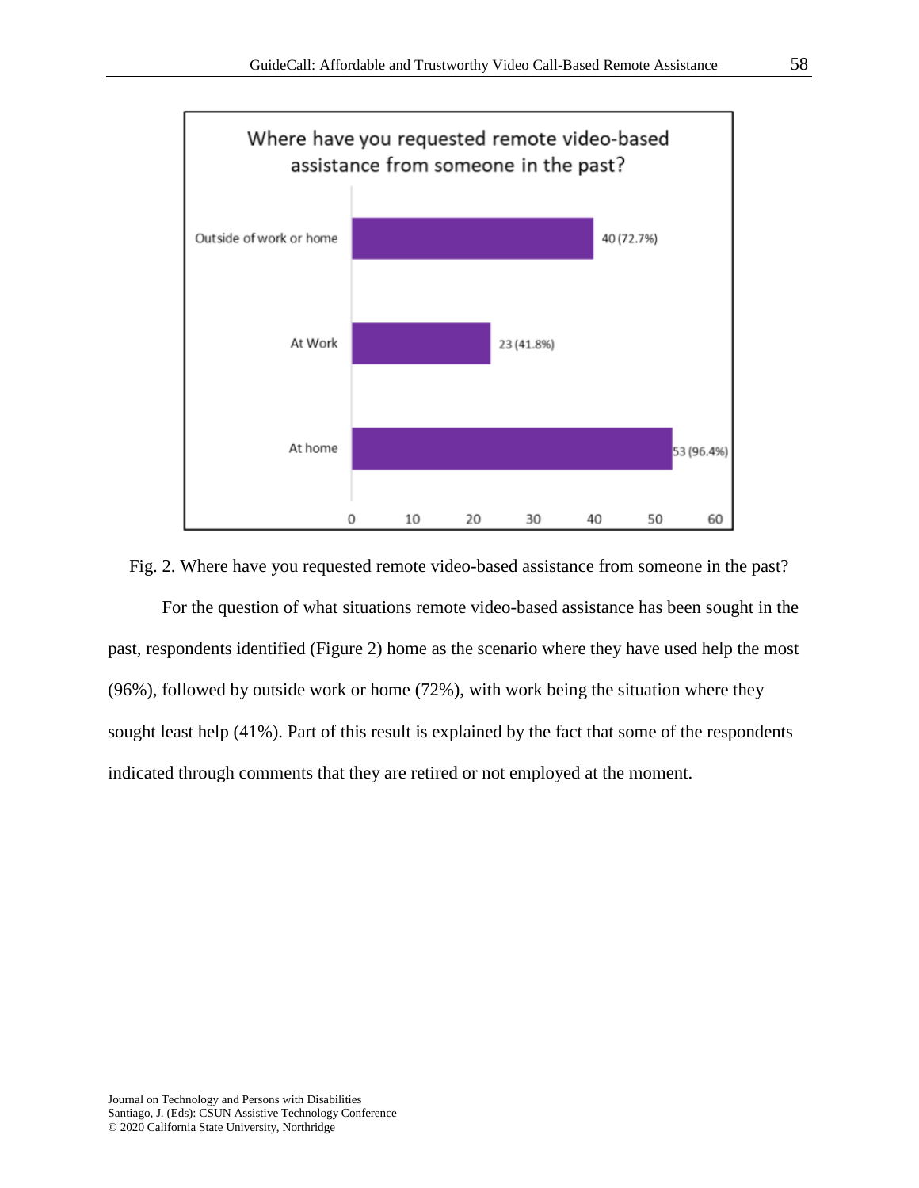Fig. 2. Where have you requested remote video-based assistance from someone in the past?

For the question of what situations remote video-based assistance has been sought in the past, respondents identified (Figure 2) home as the scenario where they have used help the most (96%), followed by outside work or home (72%), with work being the situation where they sought least help (41%). Part of this result is explained by the fact that some of the respondents indicated through comments that they are retired or not employed at the moment.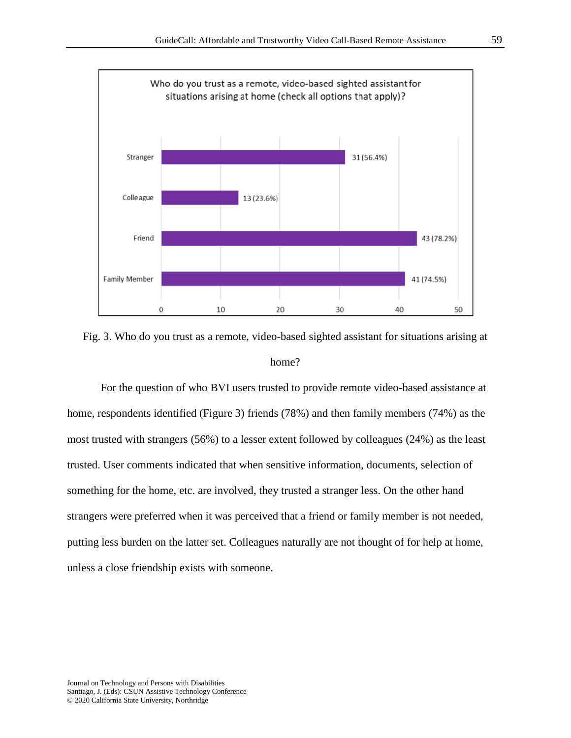Fig. 3. Who do you trust as a remote, video-based sighted assistant for situations arising at home?

For the question of who BVI users trusted to provide remote video-based assistance at home, respondents identified (Figure 3) friends (78%) and then family members (74%) as the most trusted with strangers (56%) to a lesser extent followed by colleagues (24%) as the least trusted. User comments indicated that when sensitive information, documents, selection of something for the home, etc. are involved, they trusted a stranger less. On the other hand strangers were preferred when it was perceived that a friend or family member is not needed, putting less burden on the latter set. Colleagues naturally are not thought of for help at home, unless a close friendship exists with someone.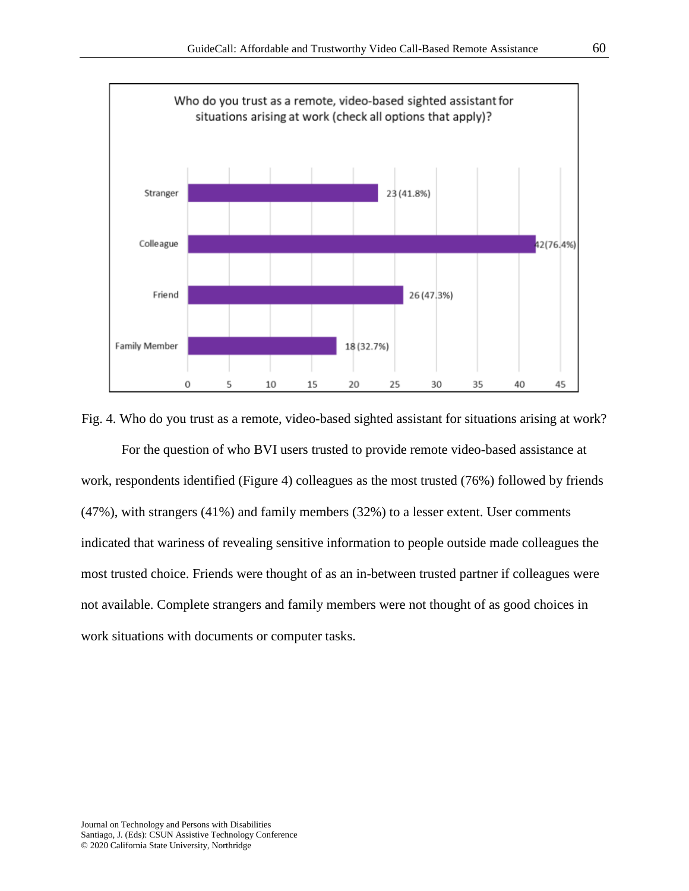Fig. 4. Who do you trust as a remote, video-based sighted assistant for situations arising at work?

For the question of who BVI users trusted to provide remote video-based assistance at work, respondents identified (Figure 4) colleagues as the most trusted (76%) followed by friends (47%), with strangers (41%) and family members (32%) to a lesser extent. User comments indicated that wariness of revealing sensitive information to people outside made colleagues the most trusted choice. Friends were thought of as an in-between trusted partner if colleagues were not available. Complete strangers and family members were not thought of as good choices in work situations with documents or computer tasks.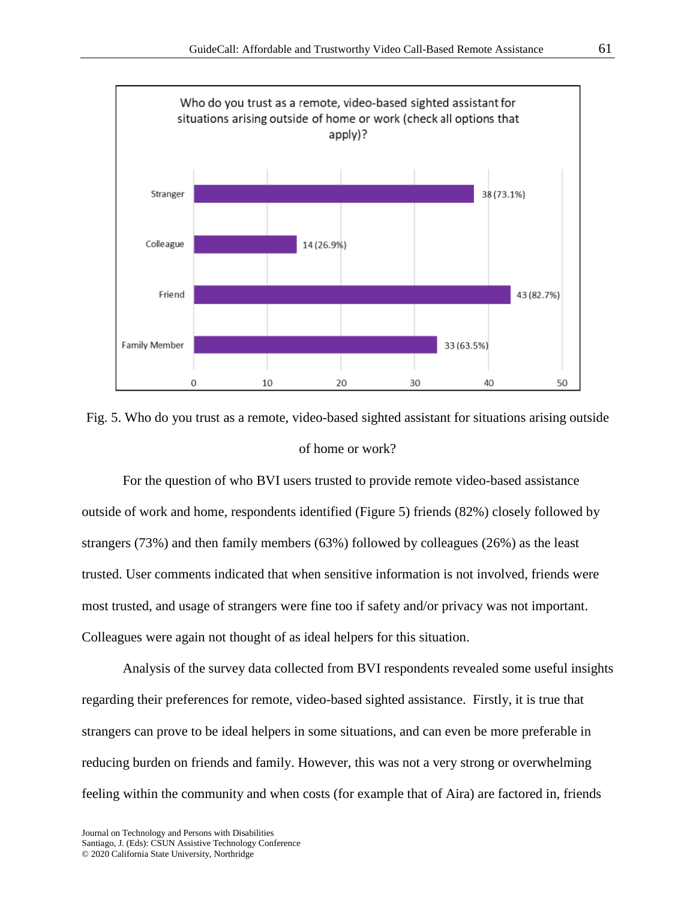Fig. 5. Who do you trust as a remote, video-based sighted assistant for situations arising outside of home or work?

For the question of who BVI users trusted to provide remote video-based assistance outside of work and home, respondents identified (Figure 5) friends (82%) closely followed by strangers (73%) and then family members (63%) followed by colleagues (26%) as the least trusted. User comments indicated that when sensitive information is not involved, friends were most trusted, and usage of strangers were fine too if safety and/or privacy was not important. Colleagues were again not thought of as ideal helpers for this situation.

Analysis of the survey data collected from BVI respondents revealed some useful insights regarding their preferences for remote, video-based sighted assistance. Firstly, it is true that strangers can prove to be ideal helpers in some situations, and can even be more preferable in reducing burden on friends and family. However, this was not a very strong or overwhelming feeling within the community and when costs (for example that of Aira) are factored in, friends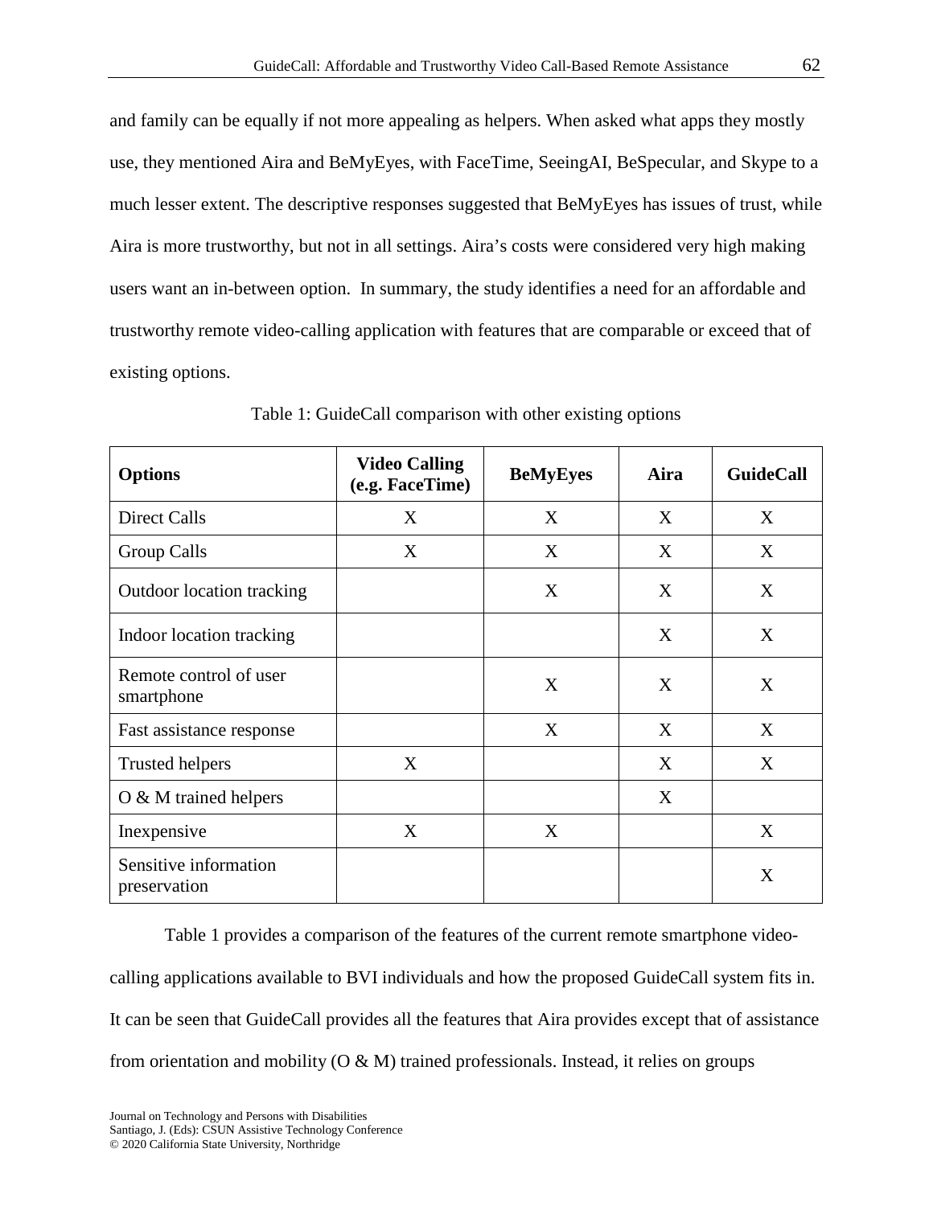and family can be equally if not more appealing as helpers. When asked what apps they mostly use, they mentioned Aira and BeMyEyes, with FaceTime, SeeingAI, BeSpecular, and Skype to a much lesser extent. The descriptive responses suggested that BeMyEyes has issues of trust, while Aira is more trustworthy, but not in all settings. Aira's costs were considered very high making users want an in-between option. In summary, the study identifies a need for an affordable and trustworthy remote video-calling application with features that are comparable or exceed that of existing options.

Table 1: GuideCall comparison with other existing options

| **Options** | **Video Calling (e.g. FaceTime)** | **BeMyEyes** | **Aira** | **GuideCall** |
|---|---|---|---|---|
| Direct Calls | X | X | X | X |
| Group Calls | X | X | X | X |
| Outdoor location tracking | | X | X | X |
| Indoor location tracking | | | X | X |
| Remote control of user smartphone | | X | X | X |
| Fast assistance response | | X | X | X |
| Trusted helpers | X | | X | X |
| O & M trained helpers | | | X | |
| Inexpensive | X | X | | X |
| Sensitive information preservation | | | | X |

Table 1 provides a comparison of the features of the current remote smartphone video-calling applications available to BVI individuals and how the proposed GuideCall system fits in. It can be seen that GuideCall provides all the features that Aira provides except that of assistance from orientation and mobility (O & M) trained professionals. Instead, it relies on groups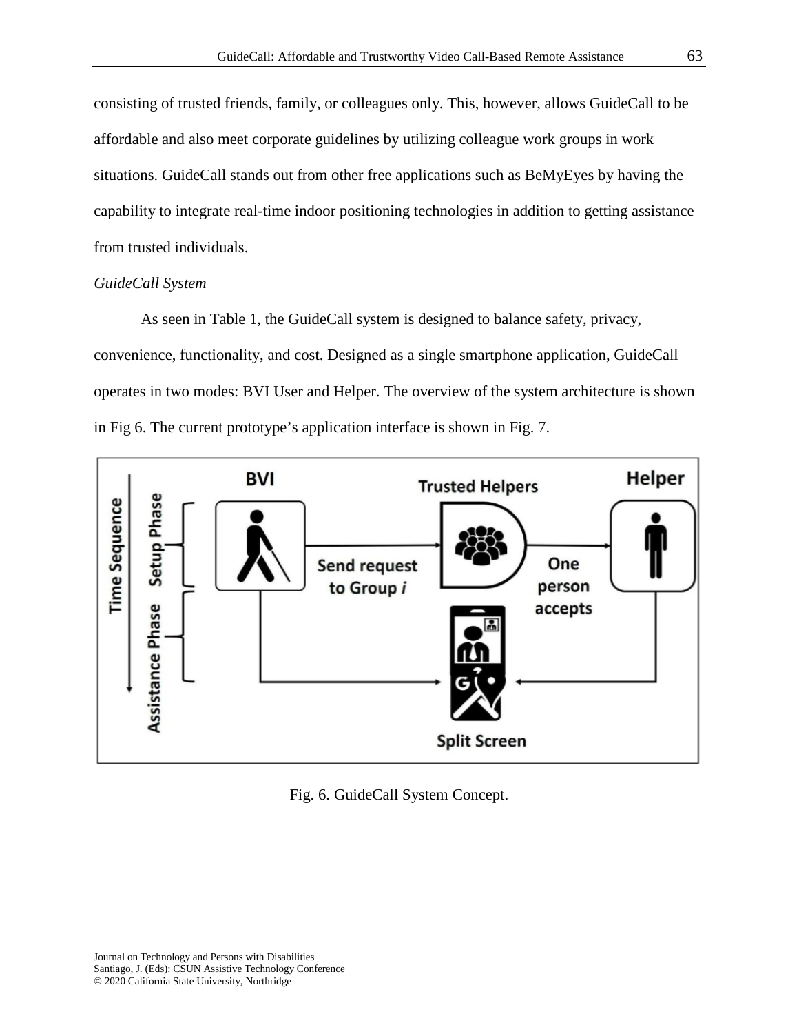consisting of trusted friends, family, or colleagues only. This, however, allows GuideCall to be affordable and also meet corporate guidelines by utilizing colleague work groups in work situations. GuideCall stands out from other free applications such as BeMyEyes by having the capability to integrate real-time indoor positioning technologies in addition to getting assistance from trusted individuals.

*GuideCall System*

As seen in Table 1, the GuideCall system is designed to balance safety, privacy, convenience, functionality, and cost. Designed as a single smartphone application, GuideCall operates in two modes: BVI User and Helper. The overview of the system architecture is shown in Fig 6. The current prototype's application interface is shown in Fig. 7.

Fig. 6. GuideCall System Concept.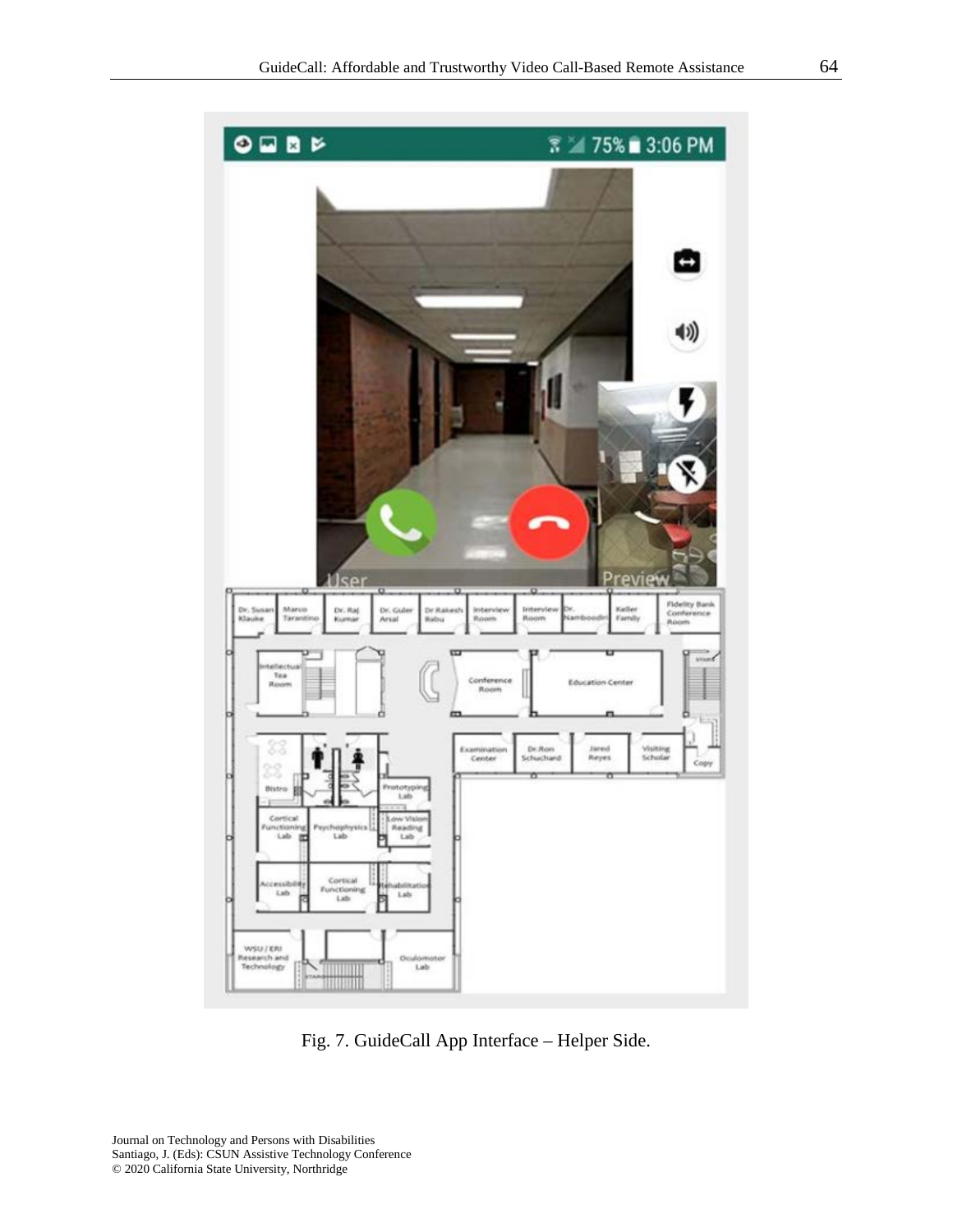Fig. 7. GuideCall App Interface – Helper Side.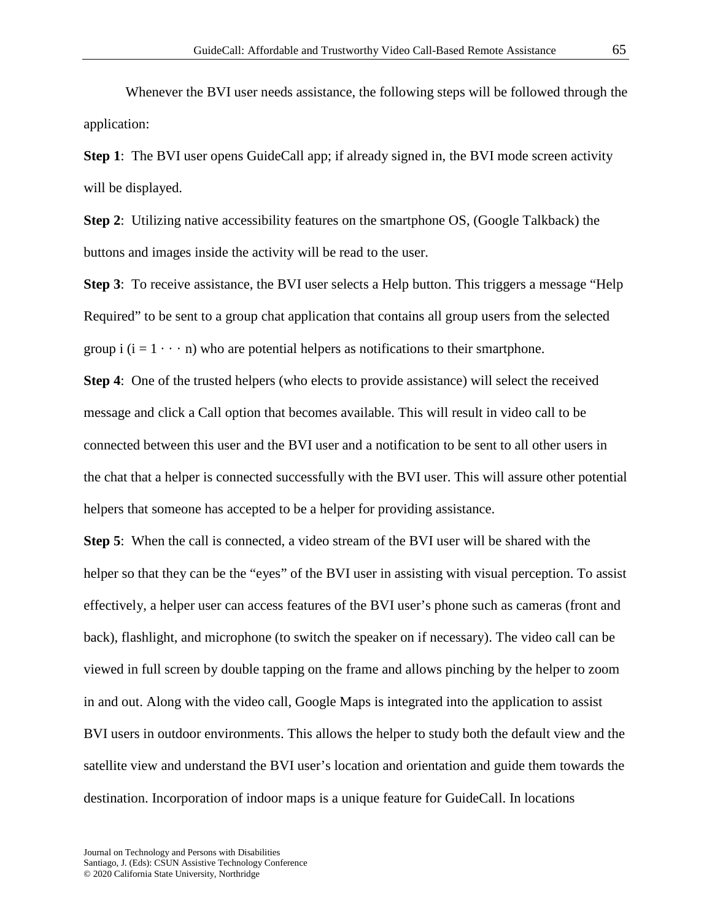Whenever the BVI user needs assistance, the following steps will be followed through the application:

**Step 1**: The BVI user opens GuideCall app; if already signed in, the BVI mode screen activity will be displayed.

**Step 2**: Utilizing native accessibility features on the smartphone OS, (Google Talkback) the buttons and images inside the activity will be read to the user.

**Step 3**: To receive assistance, the BVI user selects a Help button. This triggers a message "Help Required" to be sent to a group chat application that contains all group users from the selected group i ($i = 1 \cdots n$) who are potential helpers as notifications to their smartphone.

**Step 4**: One of the trusted helpers (who elects to provide assistance) will select the received message and click a Call option that becomes available. This will result in video call to be connected between this user and the BVI user and a notification to be sent to all other users in the chat that a helper is connected successfully with the BVI user. This will assure other potential helpers that someone has accepted to be a helper for providing assistance.

**Step 5**: When the call is connected, a video stream of the BVI user will be shared with the helper so that they can be the "eyes" of the BVI user in assisting with visual perception. To assist effectively, a helper user can access features of the BVI user's phone such as cameras (front and back), flashlight, and microphone (to switch the speaker on if necessary). The video call can be viewed in full screen by double tapping on the frame and allows pinching by the helper to zoom in and out. Along with the video call, Google Maps is integrated into the application to assist BVI users in outdoor environments. This allows the helper to study both the default view and the satellite view and understand the BVI user's location and orientation and guide them towards the destination. Incorporation of indoor maps is a unique feature for GuideCall. In locations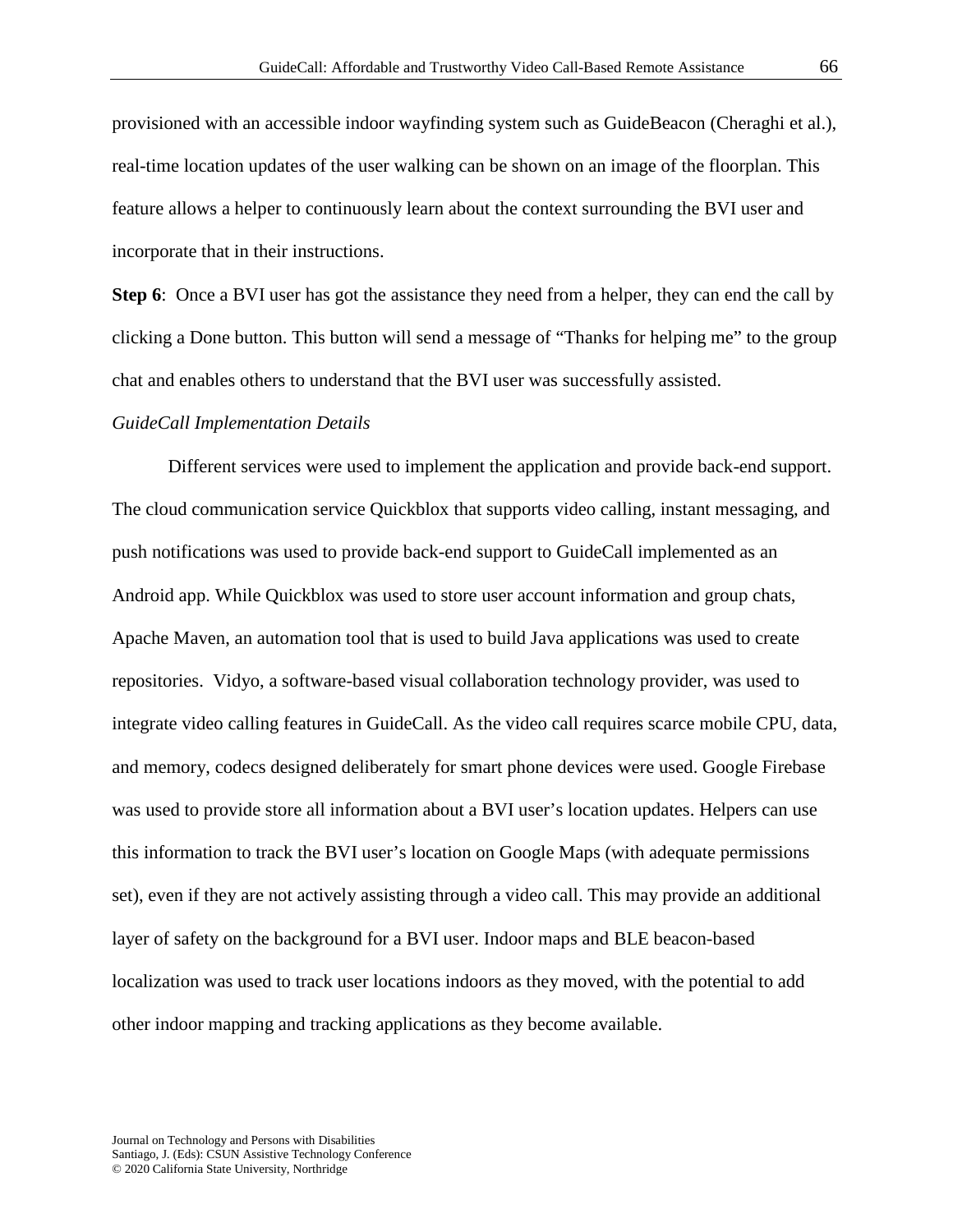provisioned with an accessible indoor wayfinding system such as GuideBeacon (Cheraghi et al.), real-time location updates of the user walking can be shown on an image of the floorplan. This feature allows a helper to continuously learn about the context surrounding the BVI user and incorporate that in their instructions.

**Step 6**: Once a BVI user has got the assistance they need from a helper, they can end the call by clicking a Done button. This button will send a message of “Thanks for helping me” to the group chat and enables others to understand that the BVI user was successfully assisted.

*GuideCall Implementation Details*

Different services were used to implement the application and provide back-end support. The cloud communication service Quickblox that supports video calling, instant messaging, and push notifications was used to provide back-end support to GuideCall implemented as an Android app. While Quickblox was used to store user account information and group chats, Apache Maven, an automation tool that is used to build Java applications was used to create repositories. Vidyo, a software-based visual collaboration technology provider, was used to integrate video calling features in GuideCall. As the video call requires scarce mobile CPU, data, and memory, codecs designed deliberately for smart phone devices were used. Google Firebase was used to provide store all information about a BVI user’s location updates. Helpers can use this information to track the BVI user’s location on Google Maps (with adequate permissions set), even if they are not actively assisting through a video call. This may provide an additional layer of safety on the background for a BVI user. Indoor maps and BLE beacon-based localization was used to track user locations indoors as they moved, with the potential to add other indoor mapping and tracking applications as they become available.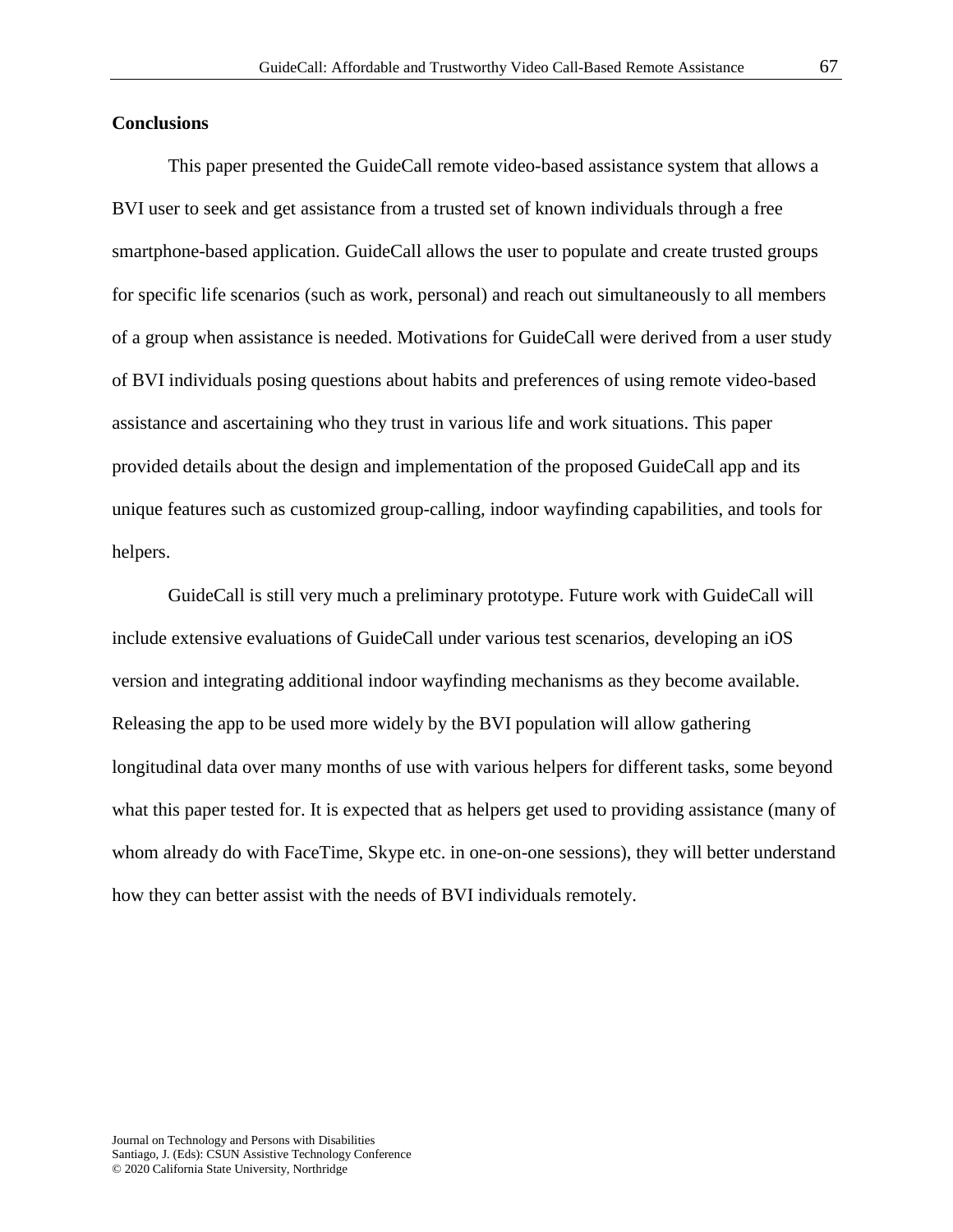## Conclusions

This paper presented the GuideCall remote video-based assistance system that allows a BVI user to seek and get assistance from a trusted set of known individuals through a free smartphone-based application. GuideCall allows the user to populate and create trusted groups for specific life scenarios (such as work, personal) and reach out simultaneously to all members of a group when assistance is needed. Motivations for GuideCall were derived from a user study of BVI individuals posing questions about habits and preferences of using remote video-based assistance and ascertaining who they trust in various life and work situations. This paper provided details about the design and implementation of the proposed GuideCall app and its unique features such as customized group-calling, indoor wayfinding capabilities, and tools for helpers.

GuideCall is still very much a preliminary prototype. Future work with GuideCall will include extensive evaluations of GuideCall under various test scenarios, developing an iOS version and integrating additional indoor wayfinding mechanisms as they become available. Releasing the app to be used more widely by the BVI population will allow gathering longitudinal data over many months of use with various helpers for different tasks, some beyond what this paper tested for. It is expected that as helpers get used to providing assistance (many of whom already do with FaceTime, Skype etc. in one-on-one sessions), they will better understand how they can better assist with the needs of BVI individuals remotely.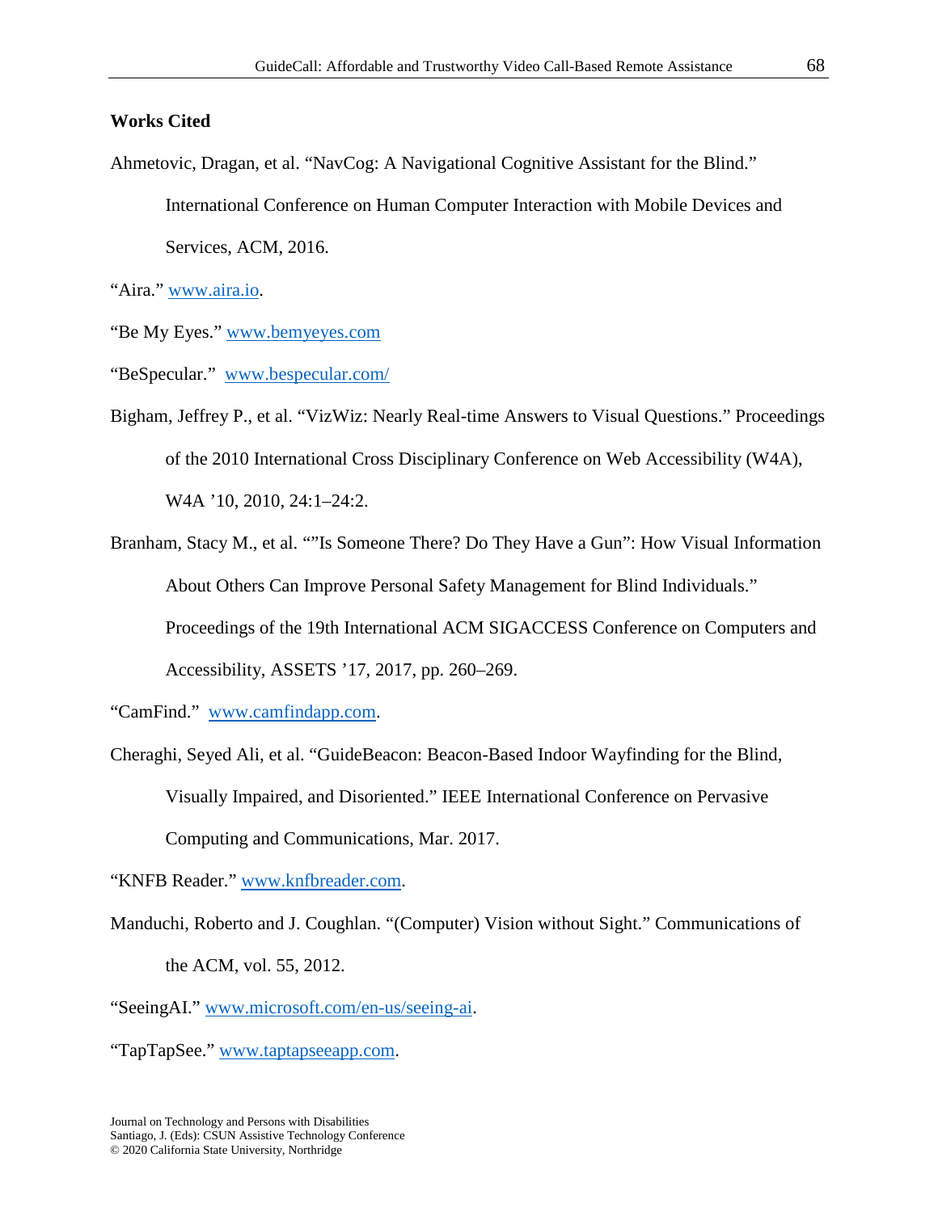## Works Cited

Ahmetovic, Dragan, et al. "NavCog: A Navigational Cognitive Assistant for the Blind." International Conference on Human Computer Interaction with Mobile Devices and Services, ACM, 2016.

"Aira." www.aira.io.

"Be My Eyes." www.bemyeyes.com

"BeSpecular." www.bespecular.com/

Bigham, Jeffrey P., et al. "VizWiz: Nearly Real-time Answers to Visual Questions." Proceedings of the 2010 International Cross Disciplinary Conference on Web Accessibility (W4A), W4A '10, 2010, 24:1–24:2.

Branham, Stacy M., et al. ""Is Someone There? Do They Have a Gun": How Visual Information About Others Can Improve Personal Safety Management for Blind Individuals." Proceedings of the 19th International ACM SIGACCESS Conference on Computers and Accessibility, ASSETS '17, 2017, pp. 260–269.

"CamFind." www.camfindapp.com.

Cheraghi, Seyed Ali, et al. "GuideBeacon: Beacon-Based Indoor Wayfinding for the Blind, Visually Impaired, and Disoriented." IEEE International Conference on Pervasive Computing and Communications, Mar. 2017.

"KNFB Reader." www.knfbreader.com.

Manduchi, Roberto and J. Coughlan. "(Computer) Vision without Sight." Communications of the ACM, vol. 55, 2012.

"SeeingAI." www.microsoft.com/en-us/seeing-ai.

"TapTapSee." www.taptapseeapp.com.